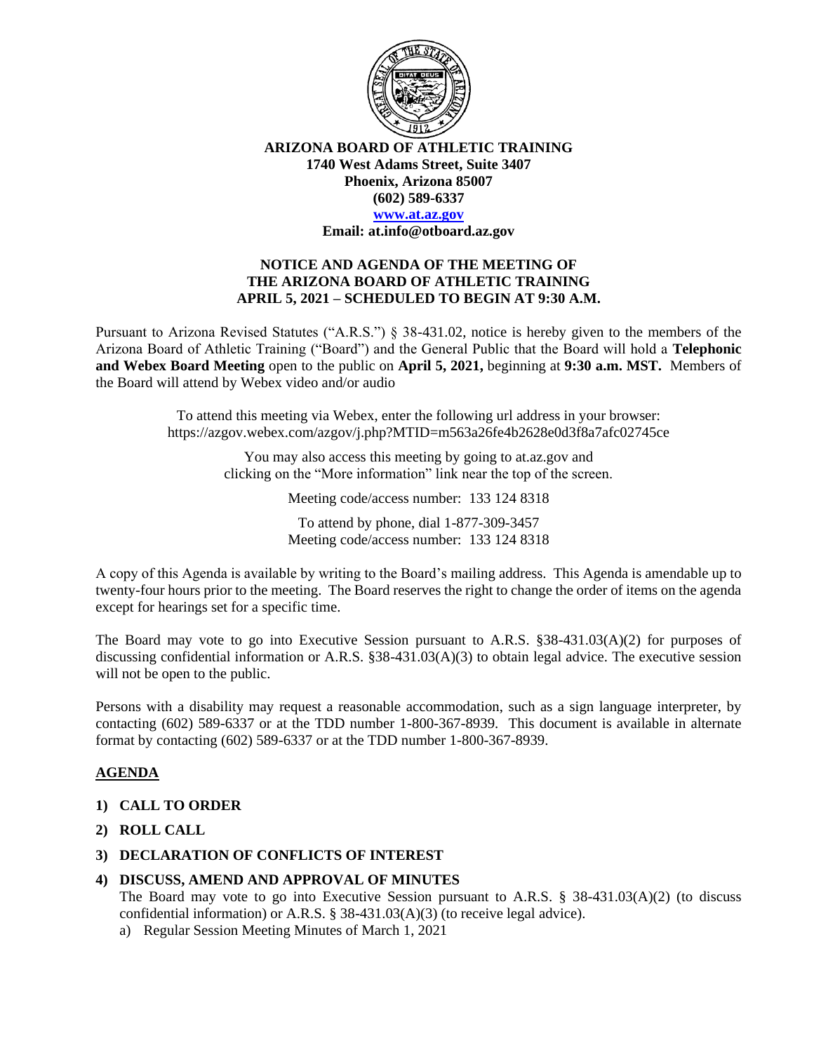**ARIZONA BOARD OF ATHLETIC TRAINING**
**1740 West Adams Street, Suite 3407**
**Phoenix, Arizona 85007**
**(602) 589-6337**
**www.at.az.gov**
**Email: at.info@otboard.az.gov**

## NOTICE AND AGENDA OF THE MEETING OF THE ARIZONA BOARD OF ATHLETIC TRAINING APRIL 5, 2021 – SCHEDULED TO BEGIN AT 9:30 A.M.

Pursuant to Arizona Revised Statutes ("A.R.S.") § 38-431.02, notice is hereby given to the members of the Arizona Board of Athletic Training ("Board") and the General Public that the Board will hold a **Telephonic and Webex Board Meeting** open to the public on **April 5, 2021,** beginning at **9:30 a.m. MST.** Members of the Board will attend by Webex video and/or audio

To attend this meeting via Webex, enter the following url address in your browser:
https://azgov.webex.com/azgov/j.php?MTID=m563a26fe4b2628e0d3f8a7afc02745ce

You may also access this meeting by going to at.az.gov and clicking on the "More information" link near the top of the screen.

Meeting code/access number: 133 124 8318

To attend by phone, dial 1-877-309-3457
Meeting code/access number: 133 124 8318

A copy of this Agenda is available by writing to the Board's mailing address. This Agenda is amendable up to twenty-four hours prior to the meeting. The Board reserves the right to change the order of items on the agenda except for hearings set for a specific time.

The Board may vote to go into Executive Session pursuant to A.R.S. §38-431.03(A)(2) for purposes of discussing confidential information or A.R.S. §38-431.03(A)(3) to obtain legal advice. The executive session will not be open to the public.

Persons with a disability may request a reasonable accommodation, such as a sign language interpreter, by contacting (602) 589-6337 or at the TDD number 1-800-367-8939. This document is available in alternate format by contacting (602) 589-6337 or at the TDD number 1-800-367-8939.

## AGENDA

1) **CALL TO ORDER**
2) **ROLL CALL**
3) **DECLARATION OF CONFLICTS OF INTEREST**
4) **DISCUSS, AMEND AND APPROVAL OF MINUTES**
   The Board may vote to go into Executive Session pursuant to A.R.S. § 38-431.03(A)(2) (to discuss confidential information) or A.R.S. § 38-431.03(A)(3) (to receive legal advice).
   a) Regular Session Meeting Minutes of March 1, 2021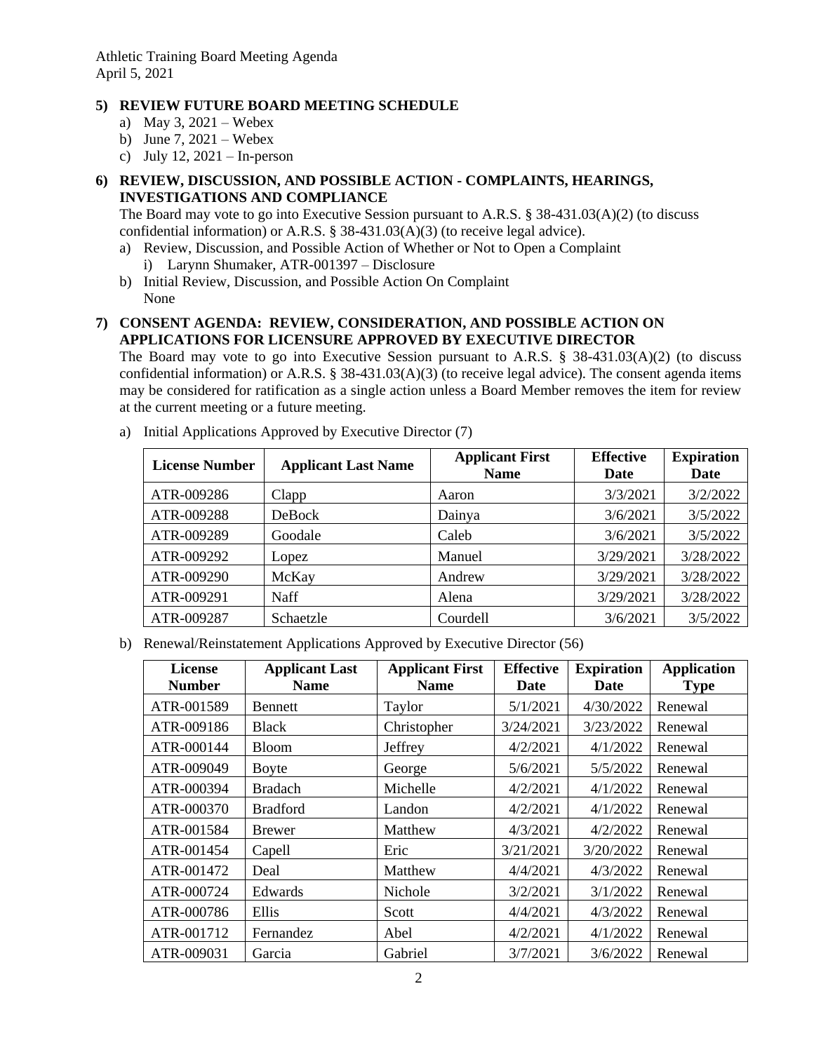**5) REVIEW FUTURE BOARD MEETING SCHEDULE**

a) May 3, 2021 – Webex
b) June 7, 2021 – Webex
c) July 12, 2021 – In-person

**6) REVIEW, DISCUSSION, AND POSSIBLE ACTION - COMPLAINTS, HEARINGS, INVESTIGATIONS AND COMPLIANCE**

The Board may vote to go into Executive Session pursuant to A.R.S. § 38-431.03(A)(2) (to discuss confidential information) or A.R.S. § 38-431.03(A)(3) (to receive legal advice).

a) Review, Discussion, and Possible Action of Whether or Not to Open a Complaint
   i) Larynn Shumaker, ATR-001397 – Disclosure
b) Initial Review, Discussion, and Possible Action On Complaint
   None

**7) CONSENT AGENDA: REVIEW, CONSIDERATION, AND POSSIBLE ACTION ON APPLICATIONS FOR LICENSURE APPROVED BY EXECUTIVE DIRECTOR**

The Board may vote to go into Executive Session pursuant to A.R.S. § 38-431.03(A)(2) (to discuss confidential information) or A.R.S. § 38-431.03(A)(3) (to receive legal advice). The consent agenda items may be considered for ratification as a single action unless a Board Member removes the item for review at the current meeting or a future meeting.

a) Initial Applications Approved by Executive Director (7)

| License Number | Applicant Last Name | Applicant First Name | Effective Date | Expiration Date |
|---|---|---|---|---|
| ATR-009286 | Clapp | Aaron | 3/3/2021 | 3/2/2022 |
| ATR-009288 | DeBock | Dainya | 3/6/2021 | 3/5/2022 |
| ATR-009289 | Goodale | Caleb | 3/6/2021 | 3/5/2022 |
| ATR-009292 | Lopez | Manuel | 3/29/2021 | 3/28/2022 |
| ATR-009290 | McKay | Andrew | 3/29/2021 | 3/28/2022 |
| ATR-009291 | Naff | Alena | 3/29/2021 | 3/28/2022 |
| ATR-009287 | Schaetzle | Courdell | 3/6/2021 | 3/5/2022 |

b) Renewal/Reinstatement Applications Approved by Executive Director (56)

| License Number | Applicant Last Name | Applicant First Name | Effective Date | Expiration Date | Application Type |
|---|---|---|---|---|---|
| ATR-001589 | Bennett | Taylor | 5/1/2021 | 4/30/2022 | Renewal |
| ATR-009186 | Black | Christopher | 3/24/2021 | 3/23/2022 | Renewal |
| ATR-000144 | Bloom | Jeffrey | 4/2/2021 | 4/1/2022 | Renewal |
| ATR-009049 | Boyte | George | 5/6/2021 | 5/5/2022 | Renewal |
| ATR-000394 | Bradach | Michelle | 4/2/2021 | 4/1/2022 | Renewal |
| ATR-000370 | Bradford | Landon | 4/2/2021 | 4/1/2022 | Renewal |
| ATR-001584 | Brewer | Matthew | 4/3/2021 | 4/2/2022 | Renewal |
| ATR-001454 | Capell | Eric | 3/21/2021 | 3/20/2022 | Renewal |
| ATR-001472 | Deal | Matthew | 4/4/2021 | 4/3/2022 | Renewal |
| ATR-000724 | Edwards | Nichole | 3/2/2021 | 3/1/2022 | Renewal |
| ATR-000786 | Ellis | Scott | 4/4/2021 | 4/3/2022 | Renewal |
| ATR-001712 | Fernandez | Abel | 4/2/2021 | 4/1/2022 | Renewal |
| ATR-009031 | Garcia | Gabriel | 3/7/2021 | 3/6/2022 | Renewal |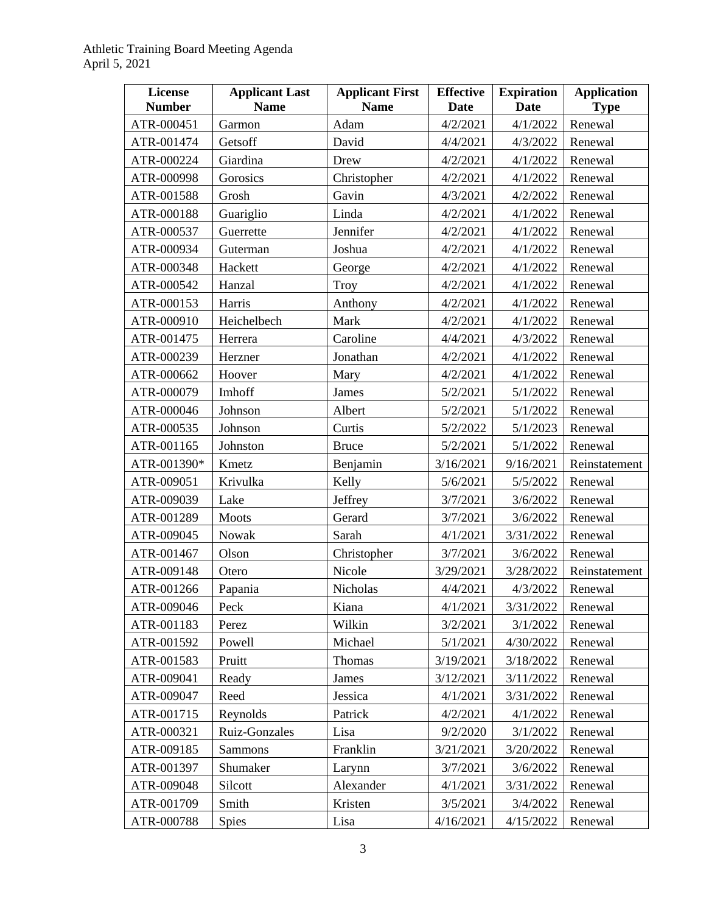| License Number | Applicant Last Name | Applicant First Name | Effective Date | Expiration Date | Application Type |
|---|---|---|---|---|---|
| ATR-000451 | Garmon | Adam | 4/2/2021 | 4/1/2022 | Renewal |
| ATR-001474 | Getsoff | David | 4/4/2021 | 4/3/2022 | Renewal |
| ATR-000224 | Giardina | Drew | 4/2/2021 | 4/1/2022 | Renewal |
| ATR-000998 | Gorosics | Christopher | 4/2/2021 | 4/1/2022 | Renewal |
| ATR-001588 | Grosh | Gavin | 4/3/2021 | 4/2/2022 | Renewal |
| ATR-000188 | Guariglio | Linda | 4/2/2021 | 4/1/2022 | Renewal |
| ATR-000537 | Guerrette | Jennifer | 4/2/2021 | 4/1/2022 | Renewal |
| ATR-000934 | Guterman | Joshua | 4/2/2021 | 4/1/2022 | Renewal |
| ATR-000348 | Hackett | George | 4/2/2021 | 4/1/2022 | Renewal |
| ATR-000542 | Hanzal | Troy | 4/2/2021 | 4/1/2022 | Renewal |
| ATR-000153 | Harris | Anthony | 4/2/2021 | 4/1/2022 | Renewal |
| ATR-000910 | Heichelbech | Mark | 4/2/2021 | 4/1/2022 | Renewal |
| ATR-001475 | Herrera | Caroline | 4/4/2021 | 4/3/2022 | Renewal |
| ATR-000239 | Herzner | Jonathan | 4/2/2021 | 4/1/2022 | Renewal |
| ATR-000662 | Hoover | Mary | 4/2/2021 | 4/1/2022 | Renewal |
| ATR-000079 | Imhoff | James | 5/2/2021 | 5/1/2022 | Renewal |
| ATR-000046 | Johnson | Albert | 5/2/2021 | 5/1/2022 | Renewal |
| ATR-000535 | Johnson | Curtis | 5/2/2022 | 5/1/2023 | Renewal |
| ATR-001165 | Johnston | Bruce | 5/2/2021 | 5/1/2022 | Renewal |
| ATR-001390* | Kmetz | Benjamin | 3/16/2021 | 9/16/2021 | Reinstatement |
| ATR-009051 | Krivulka | Kelly | 5/6/2021 | 5/5/2022 | Renewal |
| ATR-009039 | Lake | Jeffrey | 3/7/2021 | 3/6/2022 | Renewal |
| ATR-001289 | Moots | Gerard | 3/7/2021 | 3/6/2022 | Renewal |
| ATR-009045 | Nowak | Sarah | 4/1/2021 | 3/31/2022 | Renewal |
| ATR-001467 | Olson | Christopher | 3/7/2021 | 3/6/2022 | Renewal |
| ATR-009148 | Otero | Nicole | 3/29/2021 | 3/28/2022 | Reinstatement |
| ATR-001266 | Papania | Nicholas | 4/4/2021 | 4/3/2022 | Renewal |
| ATR-009046 | Peck | Kiana | 4/1/2021 | 3/31/2022 | Renewal |
| ATR-001183 | Perez | Wilkin | 3/2/2021 | 3/1/2022 | Renewal |
| ATR-001592 | Powell | Michael | 5/1/2021 | 4/30/2022 | Renewal |
| ATR-001583 | Pruitt | Thomas | 3/19/2021 | 3/18/2022 | Renewal |
| ATR-009041 | Ready | James | 3/12/2021 | 3/11/2022 | Renewal |
| ATR-009047 | Reed | Jessica | 4/1/2021 | 3/31/2022 | Renewal |
| ATR-001715 | Reynolds | Patrick | 4/2/2021 | 4/1/2022 | Renewal |
| ATR-000321 | Ruiz-Gonzales | Lisa | 9/2/2020 | 3/1/2022 | Renewal |
| ATR-009185 | Sammons | Franklin | 3/21/2021 | 3/20/2022 | Renewal |
| ATR-001397 | Shumaker | Larynn | 3/7/2021 | 3/6/2022 | Renewal |
| ATR-009048 | Silcott | Alexander | 4/1/2021 | 3/31/2022 | Renewal |
| ATR-001709 | Smith | Kristen | 3/5/2021 | 3/4/2022 | Renewal |
| ATR-000788 | Spies | Lisa | 4/16/2021 | 4/15/2022 | Renewal |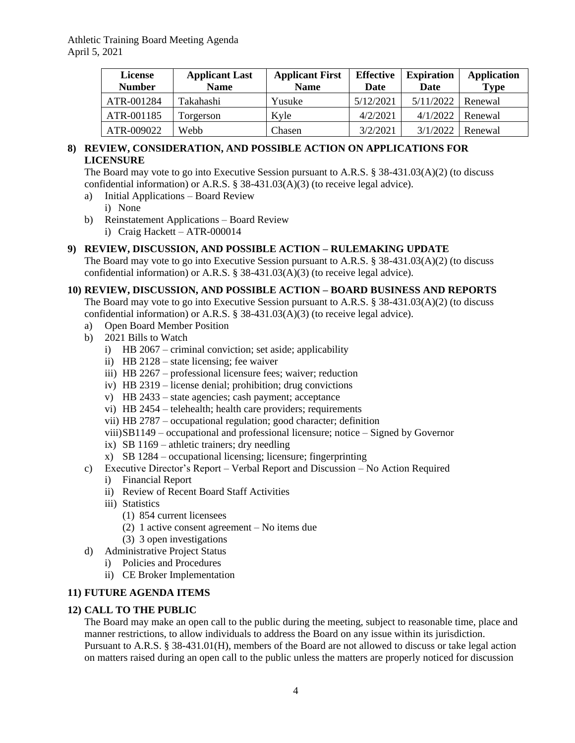| License Number | Applicant Last Name | Applicant First Name | Effective Date | Expiration Date | Application Type |
|---|---|---|---|---|---|
| ATR-001284 | Takahashi | Yusuke | 5/12/2021 | 5/11/2022 | Renewal |
| ATR-001185 | Torgerson | Kyle | 4/2/2021 | 4/1/2022 | Renewal |
| ATR-009022 | Webb | Chasen | 3/2/2021 | 3/1/2022 | Renewal |

**8) REVIEW, CONSIDERATION, AND POSSIBLE ACTION ON APPLICATIONS FOR LICENSURE**

The Board may vote to go into Executive Session pursuant to A.R.S. § 38-431.03(A)(2) (to discuss confidential information) or A.R.S. § 38-431.03(A)(3) (to receive legal advice).

- a) Initial Applications – Board Review
  - i) None
- b) Reinstatement Applications – Board Review
  - i) Craig Hackett – ATR-000014

**9) REVIEW, DISCUSSION, AND POSSIBLE ACTION – RULEMAKING UPDATE**

The Board may vote to go into Executive Session pursuant to A.R.S. § 38-431.03(A)(2) (to discuss confidential information) or A.R.S. § 38-431.03(A)(3) (to receive legal advice).

**10) REVIEW, DISCUSSION, AND POSSIBLE ACTION – BOARD BUSINESS AND REPORTS**

The Board may vote to go into Executive Session pursuant to A.R.S. § 38-431.03(A)(2) (to discuss confidential information) or A.R.S. § 38-431.03(A)(3) (to receive legal advice).

- a) Open Board Member Position
- b) 2021 Bills to Watch
  - i) HB 2067 – criminal conviction; set aside; applicability
  - ii) HB 2128 – state licensing; fee waiver
  - iii) HB 2267 – professional licensure fees; waiver; reduction
  - iv) HB 2319 – license denial; prohibition; drug convictions
  - v) HB 2433 – state agencies; cash payment; acceptance
  - vi) HB 2454 – telehealth; health care providers; requirements
  - vii) HB 2787 – occupational regulation; good character; definition
  - viii) SB1149 – occupational and professional licensure; notice – Signed by Governor
  - ix) SB 1169 – athletic trainers; dry needling
  - x) SB 1284 – occupational licensing; licensure; fingerprinting
- c) Executive Director's Report – Verbal Report and Discussion – No Action Required
  - i) Financial Report
  - ii) Review of Recent Board Staff Activities
  - iii) Statistics
    - (1) 854 current licensees
    - (2) 1 active consent agreement – No items due
    - (3) 3 open investigations
- d) Administrative Project Status
  - i) Policies and Procedures
  - ii) CE Broker Implementation

**11) FUTURE AGENDA ITEMS**

**12) CALL TO THE PUBLIC**

The Board may make an open call to the public during the meeting, subject to reasonable time, place and manner restrictions, to allow individuals to address the Board on any issue within its jurisdiction. Pursuant to A.R.S. § 38-431.01(H), members of the Board are not allowed to discuss or take legal action on matters raised during an open call to the public unless the matters are properly noticed for discussion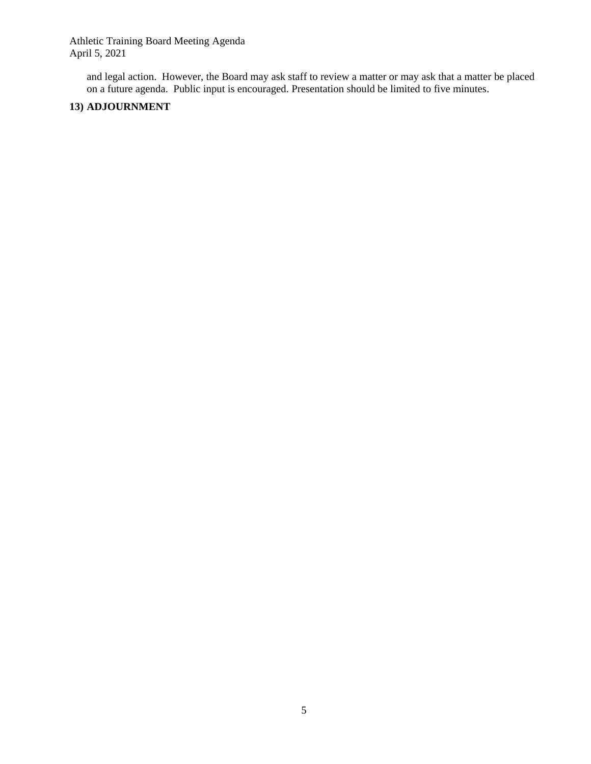and legal action. However, the Board may ask staff to review a matter or may ask that a matter be placed on a future agenda. Public input is encouraged. Presentation should be limited to five minutes.

**13) ADJOURNMENT**